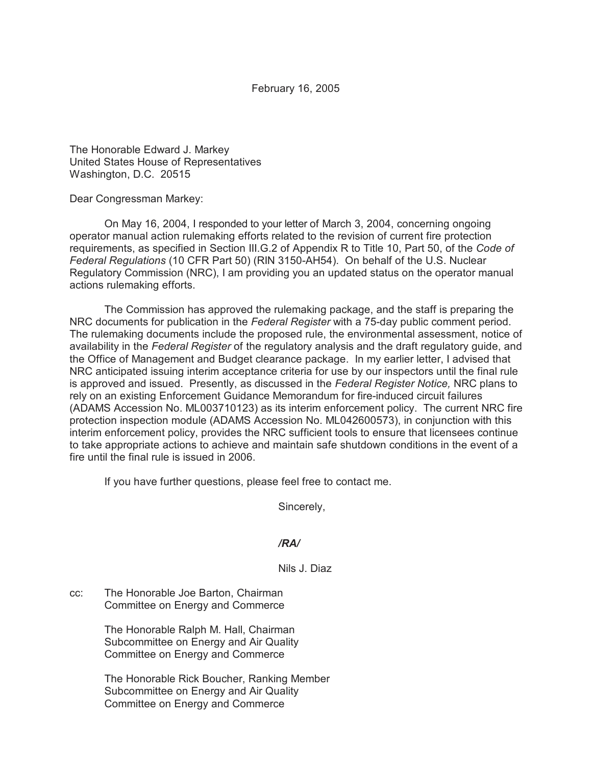February 16, 2005

The Honorable Edward J. Markey
United States House of Representatives
Washington, D.C. 20515

Dear Congressman Markey:

On May 16, 2004, I responded to your letter of March 3, 2004, concerning ongoing operator manual action rulemaking efforts related to the revision of current fire protection requirements, as specified in Section III.G.2 of Appendix R to Title 10, Part 50, of the *Code of Federal Regulations* (10 CFR Part 50) (RIN 3150-AH54). On behalf of the U.S. Nuclear Regulatory Commission (NRC), I am providing you an updated status on the operator manual actions rulemaking efforts.

The Commission has approved the rulemaking package, and the staff is preparing the NRC documents for publication in the *Federal Register* with a 75-day public comment period. The rulemaking documents include the proposed rule, the environmental assessment, notice of availability in the *Federal Register* of the regulatory analysis and the draft regulatory guide, and the Office of Management and Budget clearance package. In my earlier letter, I advised that NRC anticipated issuing interim acceptance criteria for use by our inspectors until the final rule is approved and issued. Presently, as discussed in the *Federal Register Notice,* NRC plans to rely on an existing Enforcement Guidance Memorandum for fire-induced circuit failures (ADAMS Accession No. ML003710123) as its interim enforcement policy. The current NRC fire protection inspection module (ADAMS Accession No. ML042600573), in conjunction with this interim enforcement policy, provides the NRC sufficient tools to ensure that licensees continue to take appropriate actions to achieve and maintain safe shutdown conditions in the event of a fire until the final rule is issued in 2006.

If you have further questions, please feel free to contact me.

Sincerely,

***/RA/***

Nils J. Diaz

cc: The Honorable Joe Barton, Chairman
Committee on Energy and Commerce

The Honorable Ralph M. Hall, Chairman
Subcommittee on Energy and Air Quality
Committee on Energy and Commerce

The Honorable Rick Boucher, Ranking Member
Subcommittee on Energy and Air Quality
Committee on Energy and Commerce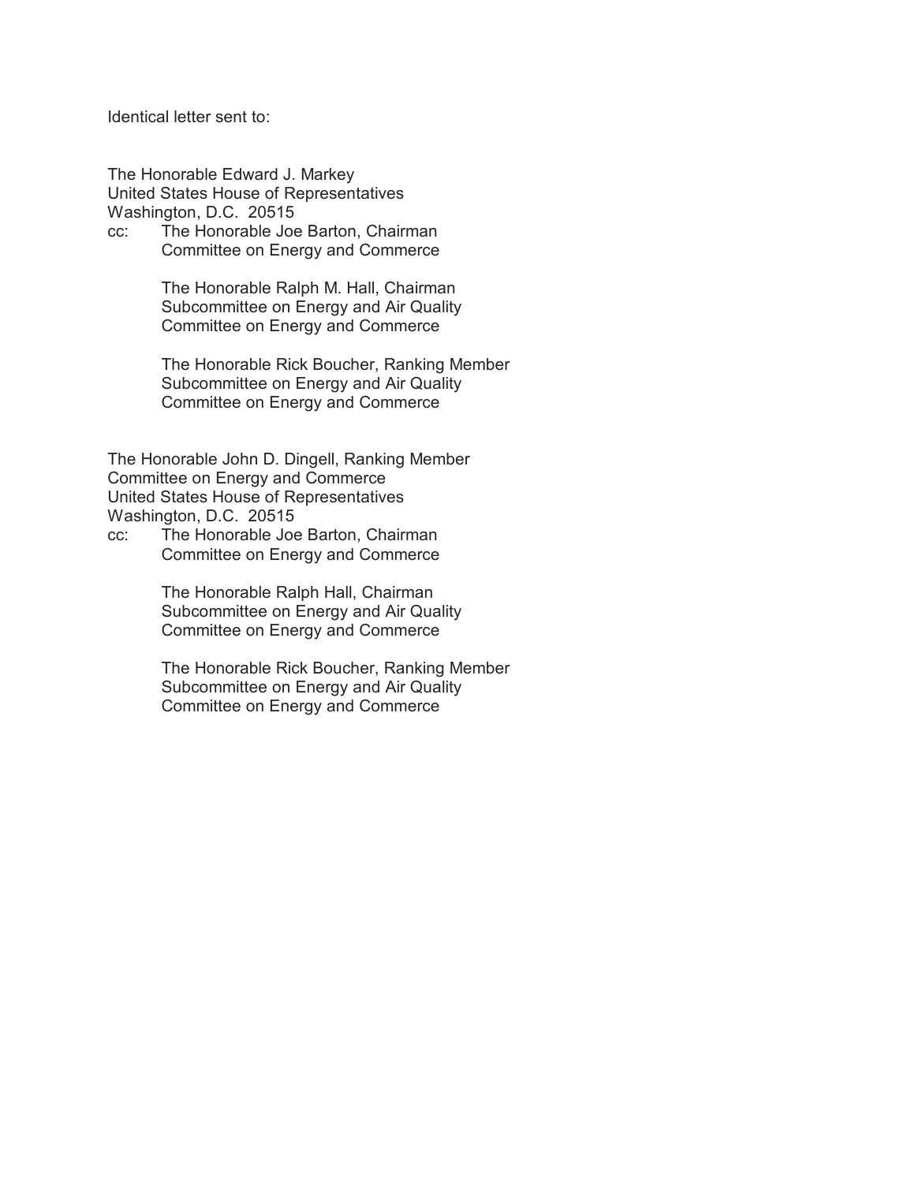Identical letter sent to:

The Honorable Edward J. Markey
United States House of Representatives
Washington, D.C. 20515

cc: The Honorable Joe Barton, Chairman
Committee on Energy and Commerce

The Honorable Ralph M. Hall, Chairman
Subcommittee on Energy and Air Quality
Committee on Energy and Commerce

The Honorable Rick Boucher, Ranking Member
Subcommittee on Energy and Air Quality
Committee on Energy and Commerce

The Honorable John D. Dingell, Ranking Member
Committee on Energy and Commerce
United States House of Representatives
Washington, D.C. 20515

cc: The Honorable Joe Barton, Chairman
Committee on Energy and Commerce

The Honorable Ralph Hall, Chairman
Subcommittee on Energy and Air Quality
Committee on Energy and Commerce

The Honorable Rick Boucher, Ranking Member
Subcommittee on Energy and Air Quality
Committee on Energy and Commerce